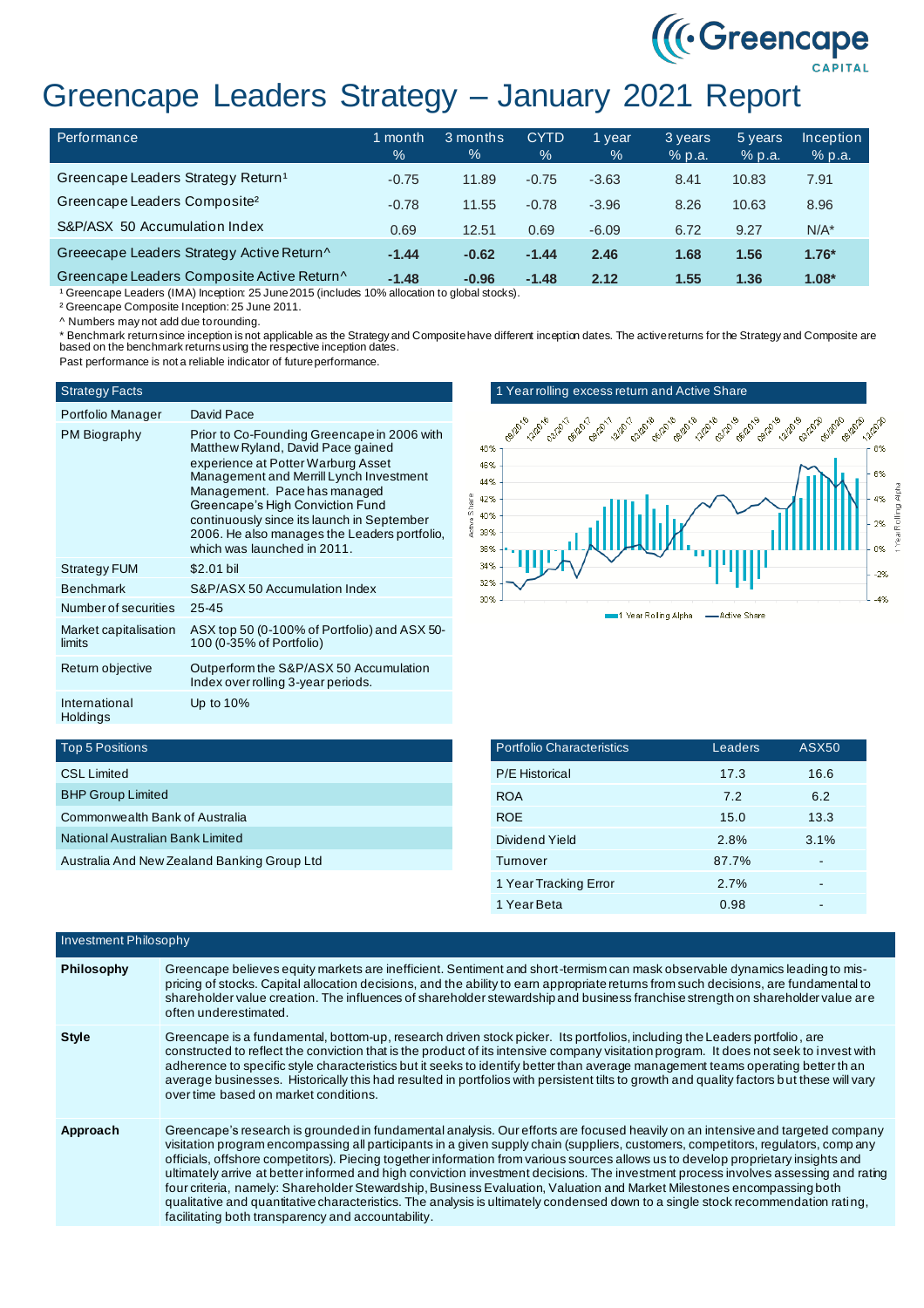# Greencape Leaders Strategy – January 2021 Report

| Performance | 1 month % | 3 months % | CYTD % | 1 year % | 3 years % p.a. | 5 years % p.a. | Inception % p.a. |
|---|---|---|---|---|---|---|---|
| Greencape Leaders Strategy Return[1] | -0.75 | 11.89 | -0.75 | -3.63 | 8.41 | 10.83 | 7.91 |
| Greencape Leaders Composite[2] | -0.78 | 11.55 | -0.78 | -3.96 | 8.26 | 10.63 | 8.96 |
| S&P/ASX 50 Accumulation Index | 0.69 | 12.51 | 0.69 | -6.09 | 6.72 | 9.27 | N/A* |
| Greeecape Leaders Strategy Active Return^ | **-1.44** | **-0.62** | **-1.44** | **2.46** | **1.68** | **1.56** | **1.76*** |
| Greencape Leaders Composite Active Return^ | **-1.48** | **-0.96** | **-1.48** | **2.12** | **1.55** | **1.36** | **1.08*** |

[1] Greencape Leaders (IMA) Inception: 25 June 2015 (includes 10% allocation to global stocks).

[2] Greencape Composite Inception: 25 June 2011.

^ Numbers may not add due to rounding.

* Benchmark return since inception is not applicable as the Strategy and Composite have different inception dates. The active returns for the Strategy and Composite are based on the benchmark returns using the respective inception dates.

Past performance is not a reliable indicator of future performance.

| Strategy Facts | |
|---|---|
| Portfolio Manager | David Pace |
| PM Biography | Prior to Co-Founding Greencape in 2006 with Matthew Ryland, David Pace gained experience at Potter Warburg Asset Management and Merrill Lynch Investment Management. Pace has managed Greencape's High Conviction Fund continuously since its launch in September 2006. He also manages the Leaders portfolio, which was launched in 2011. |
| Strategy FUM | $2.01 bil |
| Benchmark | S&P/ASX 50 Accumulation Index |
| Number of securities | 25-45 |
| Market capitalisation limits | ASX top 50 (0-100% of Portfolio) and ASX 50-100 (0-35% of Portfolio) |
| Return objective | Outperform the S&P/ASX 50 Accumulation Index over rolling 3-year periods. |
| International Holdings | Up to 10% |

**1 Year rolling excess return and Active Share**

| Top 5 Positions |
|---|
| CSL Limited |
| BHP Group Limited |
| Commonwealth Bank of Australia |
| National Australian Bank Limited |
| Australia And New Zealand Banking Group Ltd |

| Portfolio Characteristics | Leaders | ASX50 |
|---|---|---|
| P/E Historical | 17.3 | 16.6 |
| ROA | 7.2 | 6.2 |
| ROE | 15.0 | 13.3 |
| Dividend Yield | 2.8% | 3.1% |
| Turnover | 87.7% | - |
| 1 Year Tracking Error | 2.7% | - |
| 1 Year Beta | 0.98 | - |

## Investment Philosophy

**Philosophy**

Greencape believes equity markets are inefficient. Sentiment and short-termism can mask observable dynamics leading to mis-pricing of stocks. Capital allocation decisions, and the ability to earn appropriate returns from such decisions, are fundamental to shareholder value creation. The influences of shareholder stewardship and business franchise strength on shareholder value are often underestimated.

**Style**

Greencape is a fundamental, bottom-up, research driven stock picker. Its portfolios, including the Leaders portfolio, are constructed to reflect the conviction that is the product of its intensive company visitation program. It does not seek to invest with adherence to specific style characteristics but it seeks to identify better than average management teams operating better than average businesses. Historically this had resulted in portfolios with persistent tilts to growth and quality factors but these will vary over time based on market conditions.

**Approach**

Greencape's research is grounded in fundamental analysis. Our efforts are focused heavily on an intensive and targeted company visitation program encompassing all participants in a given supply chain (suppliers, customers, competitors, regulators, company officials, offshore competitors). Piecing together information from various sources allows us to develop proprietary insights and ultimately arrive at better informed and high conviction investment decisions. The investment process involves assessing and rating four criteria, namely: Shareholder Stewardship, Business Evaluation, Valuation and Market Milestones encompassing both qualitative and quantitative characteristics. The analysis is ultimately condensed down to a single stock recommendation rating, facilitating both transparency and accountability.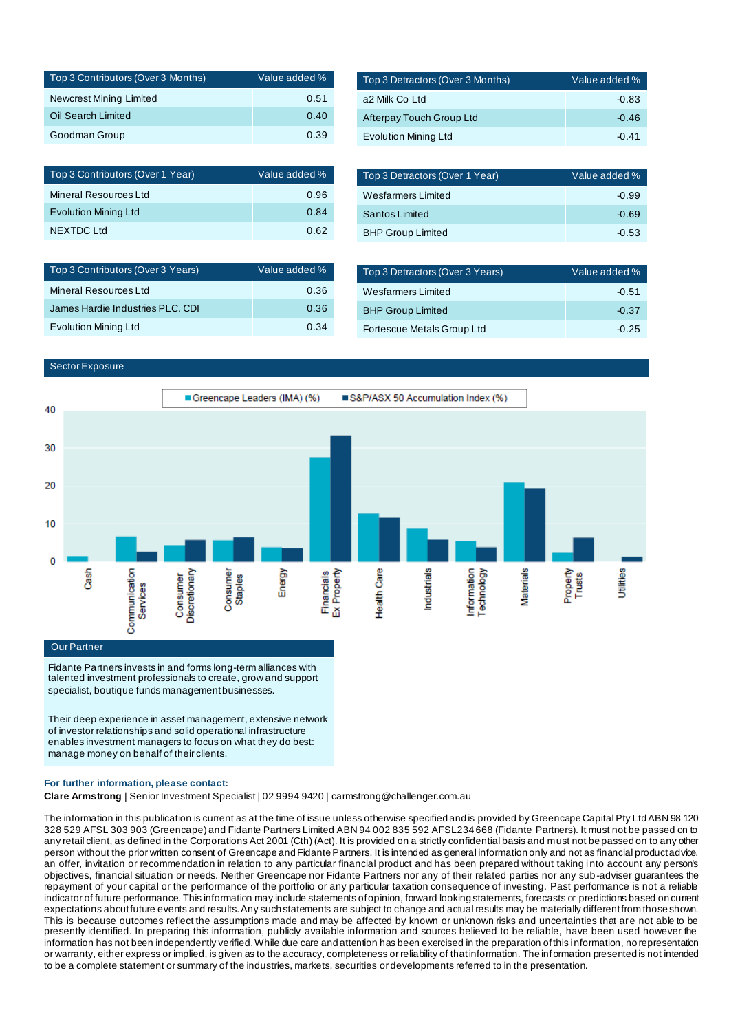| Top 3 Contributors (Over 3 Months) | Value added % |
| --- | --- |
| Newcrest Mining Limited | 0.51 |
| Oil Search Limited | 0.40 |
| Goodman Group | 0.39 |

| Top 3 Detractors (Over 3 Months) | Value added % |
| --- | --- |
| a2 Milk Co Ltd | -0.83 |
| Afterpay Touch Group Ltd | -0.46 |
| Evolution Mining Ltd | -0.41 |

| Top 3 Contributors (Over 1 Year) | Value added % |
| --- | --- |
| Mineral Resources Ltd | 0.96 |
| Evolution Mining Ltd | 0.84 |
| NEXTDC Ltd | 0.62 |

| Top 3 Detractors (Over 1 Year) | Value added % |
| --- | --- |
| Wesfarmers Limited | -0.99 |
| Santos Limited | -0.69 |
| BHP Group Limited | -0.53 |

| Top 3 Contributors (Over 3 Years) | Value added % |
| --- | --- |
| Mineral Resources Ltd | 0.36 |
| James Hardie Industries PLC. CDI | 0.36 |
| Evolution Mining Ltd | 0.34 |

| Top 3 Detractors (Over 3 Years) | Value added % |
| --- | --- |
| Wesfarmers Limited | -0.51 |
| BHP Group Limited | -0.37 |
| Fortescue Metals Group Ltd | -0.25 |

## Sector Exposure

Greencape Leaders (IMA) (%)
S&P/ASX 50 Accumulation Index (%)

40
30
20
10
0

Cash
Communication Services
Consumer Discretionary
Consumer Staples
Energy
Financials Ex Property
Health Care
Industrials
Information Technology
Materials
Property Trusts
Utilities

## Our Partner

Fidante Partners invests in and forms long-term alliances with talented investment professionals to create, grow and support specialist, boutique funds management businesses.

Their deep experience in asset management, extensive network of investor relationships and solid operational infrastructure enables investment managers to focus on what they do best: manage money on behalf of their clients.

**For further information, please contact:**

**Clare Armstrong** | Senior Investment Specialist | 02 9994 9420 | carmstrong@challenger.com.au

The information in this publication is current as at the time of issue unless otherwise specified and is provided by Greencape Capital Pty Ltd ABN 98 120 328 529 AFSL 303 903 (Greencape) and Fidante Partners Limited ABN 94 002 835 592 AFSL 234 668 (Fidante Partners). It must not be passed on to any retail client, as defined in the Corporations Act 2001 (Cth) (Act). It is provided on a strictly confidential basis and must not be passed on to any other person without the prior written consent of Greencape and Fidante Partners. It is intended as general information only and not as financial product advice, an offer, invitation or recommendation in relation to any particular financial product and has been prepared without taking into account any person's objectives, financial situation or needs. Neither Greencape nor Fidante Partners nor any of their related parties nor any sub-adviser guarantees the repayment of your capital or the performance of the portfolio or any particular taxation consequence of investing. Past performance is not a reliable indicator of future performance. This information may include statements of opinion, forward looking statements, forecasts or predictions based on current expectations about future events and results. Any such statements are subject to change and actual results may be materially different from those shown. This is because outcomes reflect the assumptions made and may be affected by known or unknown risks and uncertainties that are not able to be presently identified. In preparing this information, publicly available information and sources believed to be reliable, have been used however the information has not been independently verified. While due care and attention has been exercised in the preparation of this information, no representation or warranty, either express or implied, is given as to the accuracy, completeness or reliability of that information. The information presented is not intended to be a complete statement or summary of the industries, markets, securities or developments referred to in the presentation.